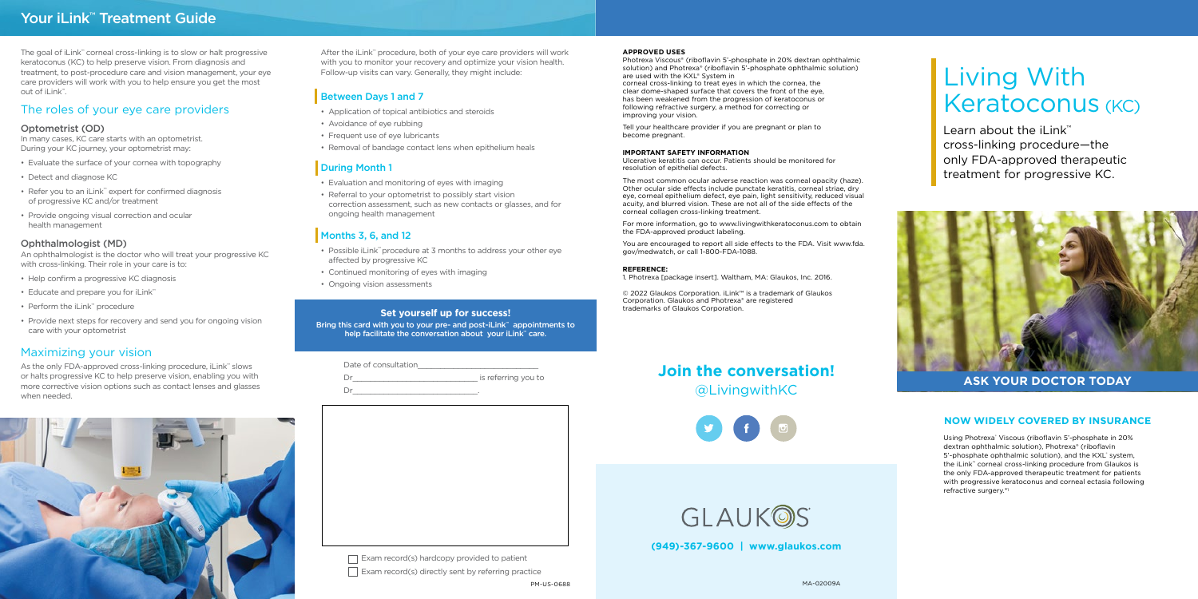# Your iLink™ Treatment Guide

The goal of iLink™ corneal cross-linking is to slow or halt progressive keratoconus (KC) to help preserve vision. From diagnosis and treatment, to post-procedure care and vision management, your eye care providers will work with you to help ensure you get the most out of iLink™.

## The roles of your eye care providers

### Optometrist (OD)

In many cases, KC care starts with an optometrist. During your KC journey, your optometrist may:

- Evaluate the surface of your cornea with topography
- Detect and diagnose KC
- Refer you to an iLink™ expert for confirmed diagnosis of progressive KC and/or treatment
- Provide ongoing visual correction and ocular health management

### Ophthalmologist (MD)

An ophthalmologist is the doctor who will treat your progressive KC with cross-linking. Their role in your care is to:

- Help confirm a progressive KC diagnosis
- Educate and prepare you for iLink™
- Perform the iLink™ procedure
- Provide next steps for recovery and send you for ongoing vision care with your optometrist

## Maximizing your vision

As the only FDA-approved cross-linking procedure, iLink™ slows or halts progressive KC to help preserve vision, enabling you with more corrective vision options such as contact lenses and glasses when needed.

After the iLink™ procedure, both of your eye care providers will work with you to monitor your recovery and optimize your vision health. Follow-up visits can vary. Generally, they might include:

### Between Days 1 and 7

- Application of topical antibiotics and steroids
- Avoidance of eye rubbing
- Frequent use of eye lubricants
- Removal of bandage contact lens when epithelium heals

### During Month 1

- Evaluation and monitoring of eyes with imaging
- Referral to your optometrist to possibly start vision correction assessment, such as new contacts or glasses, and for ongoing health management

### Months 3, 6, and 12

- Possible iLink™ procedure at 3 months to address your other eye affected by progressive KC
- Continued monitoring of eyes with imaging
- Ongoing vision assessments

**Set yourself up for success!**

**Bring this card with you to your pre- and post-iLink™ appointments to help facilitate the conversation about your iLink™ care.**

Date of consultation\_\_\_\_\_\_\_\_\_\_\_\_\_\_\_\_\_\_\_\_\_\_\_\_\_\_\_\_

Dr\_\_\_\_\_\_\_\_\_\_\_\_\_\_\_\_\_\_\_\_\_\_\_\_\_\_\_\_ is referring you to

Dr\_\_\_\_\_\_\_\_\_\_\_\_\_\_\_\_\_\_\_\_\_\_\_\_\_\_\_\_.

☐ Exam record(s) hardcopy provided to patient

☐ Exam record(s) directly sent by referring practice

PM-US-0688

**APPROVED USES**

Photrexa Viscous® (riboflavin 5'-phosphate in 20% dextran ophthalmic solution) and Photrexa® (riboflavin 5'-phosphate ophthalmic solution) are used with the KXL® System in corneal cross-linking to treat eyes in which the cornea, the clear dome-shaped surface that covers the front of the eye, has been weakened from the progression of keratoconus or following refractive surgery, a method for correcting or improving your vision.

Tell your healthcare provider if you are pregnant or plan to become pregnant.

**IMPORTANT SAFETY INFORMATION**

Ulcerative keratitis can occur. Patients should be monitored for resolution of epithelial defects.

The most common ocular adverse reaction was corneal opacity (haze). Other ocular side effects include punctate keratitis, corneal striae, dry eye, corneal epithelium defect, eye pain, light sensitivity, reduced visual acuity, and blurred vision. These are not all of the side effects of the corneal collagen cross-linking treatment.

For more information, go to www.livingwithkeratoconus.com to obtain the FDA-approved product labeling.

You are encouraged to report all side effects to the FDA. Visit www.fda.gov/medwatch, or call 1-800-FDA-1088.

**REFERENCE:**

1. Photrexa [package insert]. Waltham, MA: Glaukos, Inc. 2016.

© 2022 Glaukos Corporation. iLink™ is a trademark of Glaukos Corporation. Glaukos and Photrexa® are registered trademarks of Glaukos Corporation.

## Join the conversation!

@LivingwithKC

GLAUKOS

**(949)-367-9600 | www.glaukos.com**

MA-02009A

# Living With Keratoconus (KC)

Learn about the iLink™ cross-linking procedure—the only FDA-approved therapeutic treatment for progressive KC.

**ASK YOUR DOCTOR TODAY**

### NOW WIDELY COVERED BY INSURANCE

Using Photrexa® Viscous (riboflavin 5'-phosphate in 20% dextran ophthalmic solution), Photrexa® (riboflavin 5'-phosphate ophthalmic solution), and the KXL® system, the iLink™ corneal cross-linking procedure from Glaukos is the only FDA-approved therapeutic treatment for patients with progressive keratoconus and corneal ectasia following refractive surgery.*[1]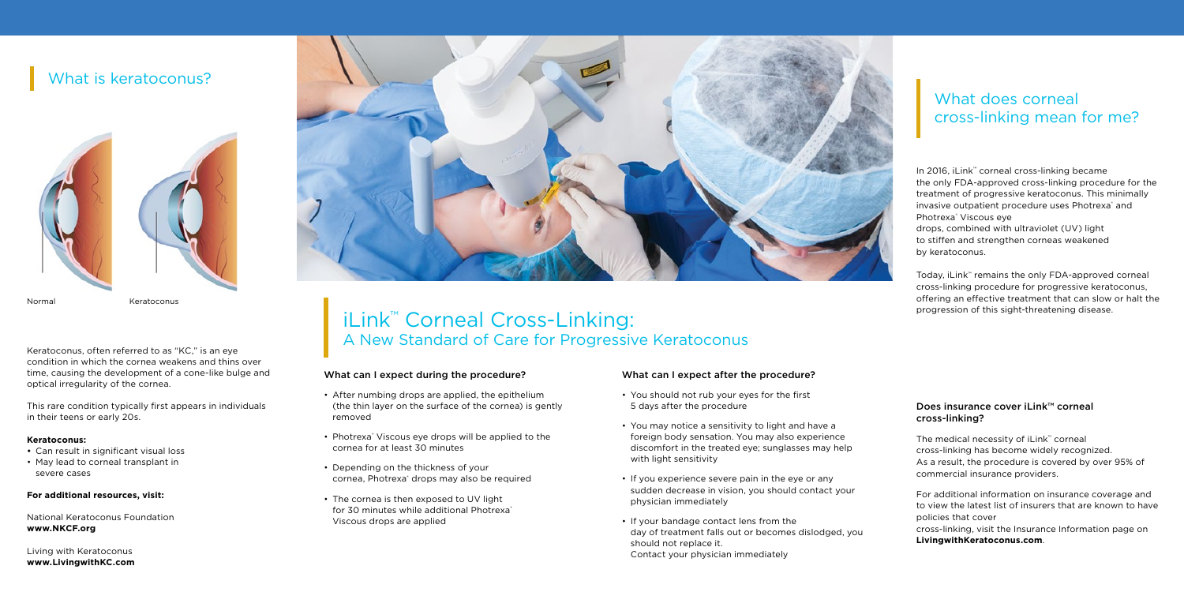## What is keratoconus?

Normal

Keratoconus

Keratoconus, often referred to as "KC," is an eye condition in which the cornea weakens and thins over time, causing the development of a cone-like bulge and optical irregularity of the cornea.

This rare condition typically first appears in individuals in their teens or early 20s.

**Keratoconus:**

- Can result in significant visual loss
- May lead to corneal transplant in severe cases

**For additional resources, visit:**

National Keratoconus Foundation
**www.NKCF.org**

Living with Keratoconus
**www.LivingwithKC.com**

# iLink™ Corneal Cross-Linking: A New Standard of Care for Progressive Keratoconus

### What can I expect during the procedure?

- After numbing drops are applied, the epithelium (the thin layer on the surface of the cornea) is gently removed
- Photrexa® Viscous eye drops will be applied to the cornea for at least 30 minutes
- Depending on the thickness of your cornea, Photrexa® drops may also be required
- The cornea is then exposed to UV light for 30 minutes while additional Photrexa® Viscous drops are applied

### What can I expect after the procedure?

- You should not rub your eyes for the first 5 days after the procedure
- You may notice a sensitivity to light and have a foreign body sensation. You may also experience discomfort in the treated eye; sunglasses may help with light sensitivity
- If you experience severe pain in the eye or any sudden decrease in vision, you should contact your physician immediately
- If your bandage contact lens from the day of treatment falls out or becomes dislodged, you should not replace it. Contact your physician immediately

## What does corneal cross-linking mean for me?

In 2016, iLink™ corneal cross-linking became the only FDA-approved cross-linking procedure for the treatment of progressive keratoconus. This minimally invasive outpatient procedure uses Photrexa® and Photrexa® Viscous eye drops, combined with ultraviolet (UV) light to stiffen and strengthen corneas weakened by keratoconus.

Today, iLink™ remains the only FDA-approved corneal cross-linking procedure for progressive keratoconus, offering an effective treatment that can slow or halt the progression of this sight-threatening disease.

### Does insurance cover iLink™ corneal cross-linking?

The medical necessity of iLink™ corneal cross-linking has become widely recognized. As a result, the procedure is covered by over 95% of commercial insurance providers.

For additional information on insurance coverage and to view the latest list of insurers that are known to have policies that cover cross-linking, visit the Insurance Information page on **LivingwithKeratoconus.com**.